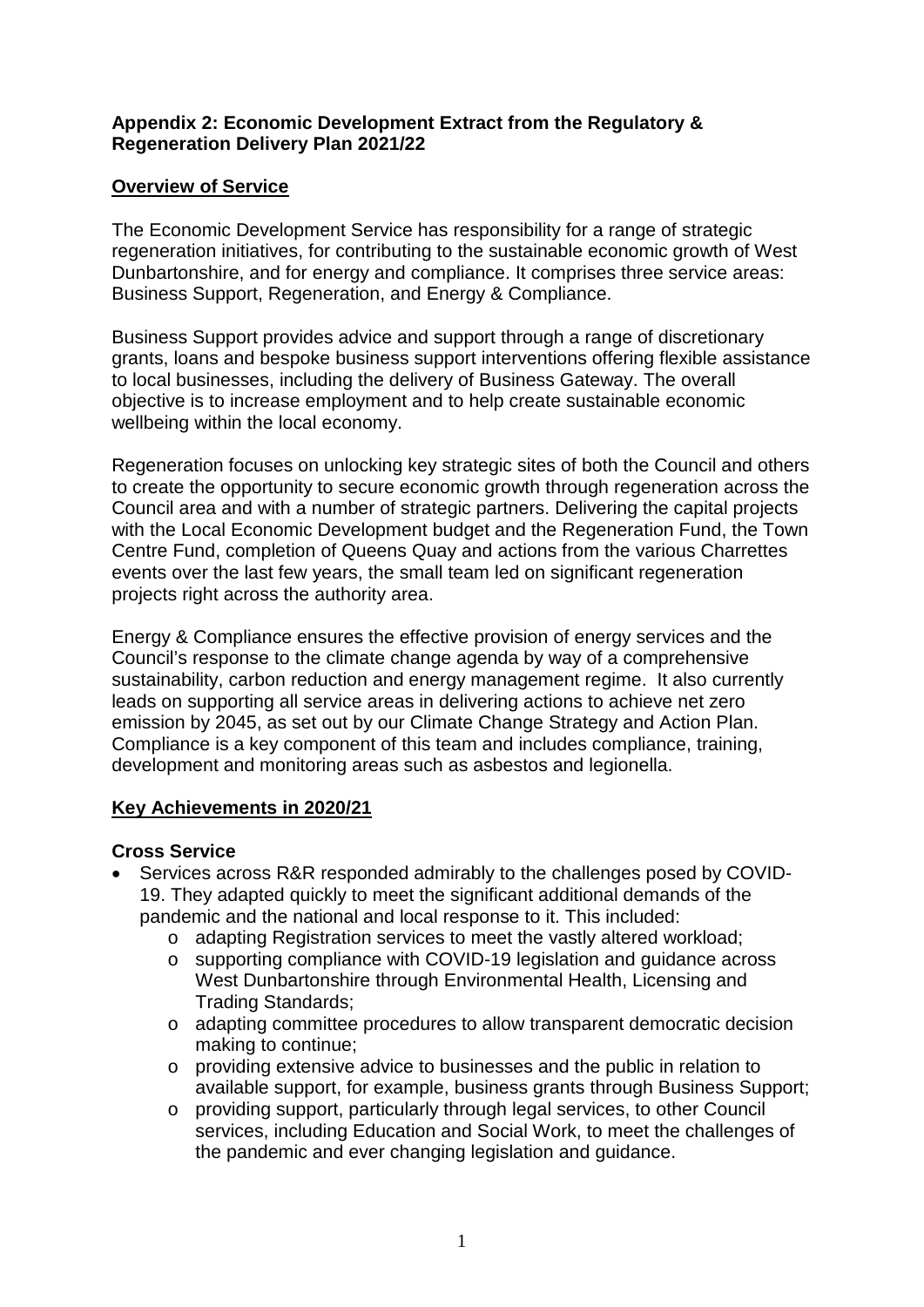**Appendix 2: Economic Development Extract from the Regulatory & Regeneration Delivery Plan 2021/22**

## Overview of Service

The Economic Development Service has responsibility for a range of strategic regeneration initiatives, for contributing to the sustainable economic growth of West Dunbartonshire, and for energy and compliance. It comprises three service areas: Business Support, Regeneration, and Energy & Compliance.

Business Support provides advice and support through a range of discretionary grants, loans and bespoke business support interventions offering flexible assistance to local businesses, including the delivery of Business Gateway. The overall objective is to increase employment and to help create sustainable economic wellbeing within the local economy.

Regeneration focuses on unlocking key strategic sites of both the Council and others to create the opportunity to secure economic growth through regeneration across the Council area and with a number of strategic partners. Delivering the capital projects with the Local Economic Development budget and the Regeneration Fund, the Town Centre Fund, completion of Queens Quay and actions from the various Charrettes events over the last few years, the small team led on significant regeneration projects right across the authority area.

Energy & Compliance ensures the effective provision of energy services and the Council's response to the climate change agenda by way of a comprehensive sustainability, carbon reduction and energy management regime. It also currently leads on supporting all service areas in delivering actions to achieve net zero emission by 2045, as set out by our Climate Change Strategy and Action Plan. Compliance is a key component of this team and includes compliance, training, development and monitoring areas such as asbestos and legionella.

## Key Achievements in 2020/21

### Cross Service

- Services across R&R responded admirably to the challenges posed by COVID-19. They adapted quickly to meet the significant additional demands of the pandemic and the national and local response to it. This included:
    - adapting Registration services to meet the vastly altered workload;
    - supporting compliance with COVID-19 legislation and guidance across West Dunbartonshire through Environmental Health, Licensing and Trading Standards;
    - adapting committee procedures to allow transparent democratic decision making to continue;
    - providing extensive advice to businesses and the public in relation to available support, for example, business grants through Business Support;
    - providing support, particularly through legal services, to other Council services, including Education and Social Work, to meet the challenges of the pandemic and ever changing legislation and guidance.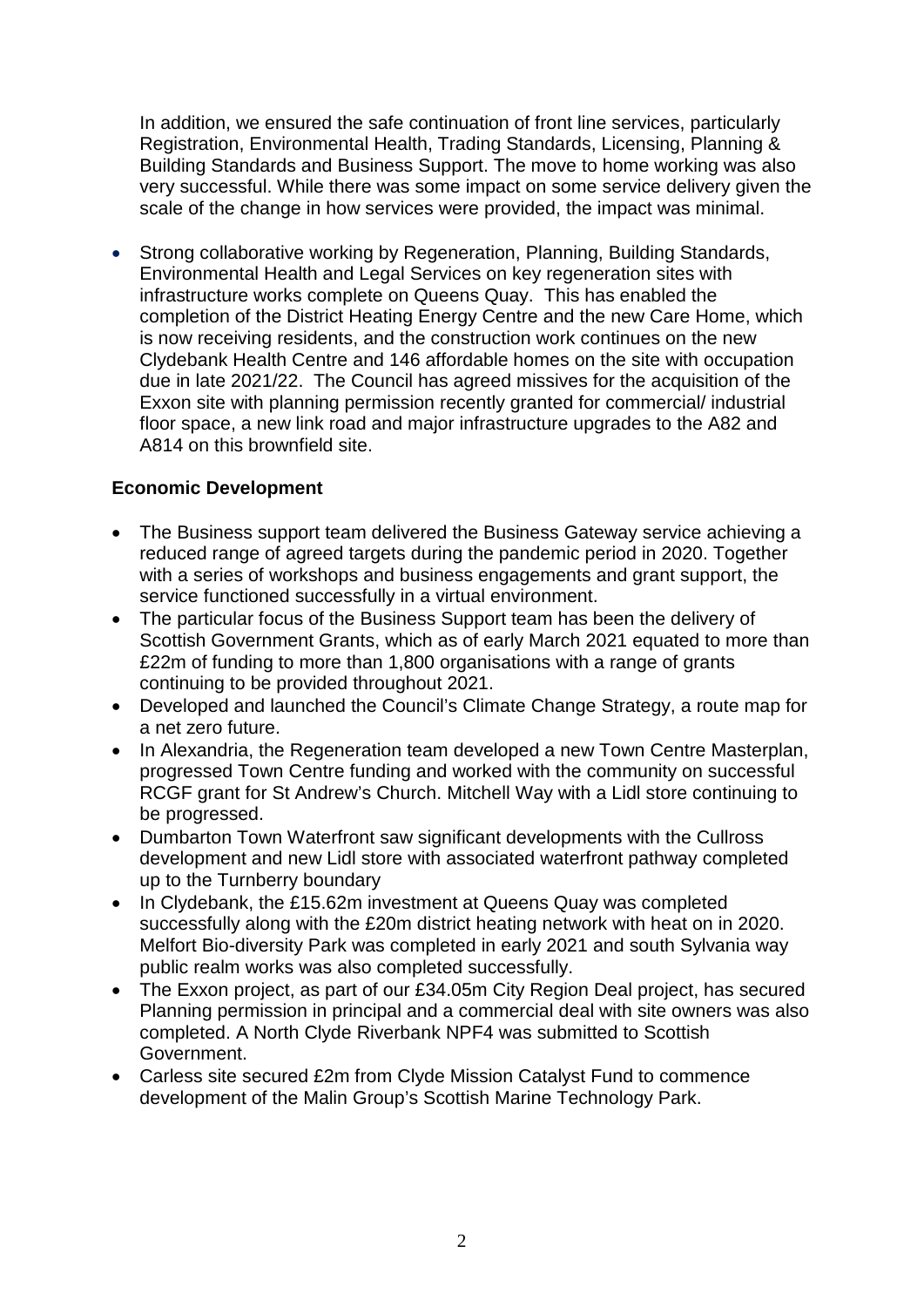In addition, we ensured the safe continuation of front line services, particularly Registration, Environmental Health, Trading Standards, Licensing, Planning & Building Standards and Business Support. The move to home working was also very successful. While there was some impact on some service delivery given the scale of the change in how services were provided, the impact was minimal.

- Strong collaborative working by Regeneration, Planning, Building Standards, Environmental Health and Legal Services on key regeneration sites with infrastructure works complete on Queens Quay. This has enabled the completion of the District Heating Energy Centre and the new Care Home, which is now receiving residents, and the construction work continues on the new Clydebank Health Centre and 146 affordable homes on the site with occupation due in late 2021/22. The Council has agreed missives for the acquisition of the Exxon site with planning permission recently granted for commercial/ industrial floor space, a new link road and major infrastructure upgrades to the A82 and A814 on this brownfield site.

**Economic Development**

- The Business support team delivered the Business Gateway service achieving a reduced range of agreed targets during the pandemic period in 2020. Together with a series of workshops and business engagements and grant support, the service functioned successfully in a virtual environment.
- The particular focus of the Business Support team has been the delivery of Scottish Government Grants, which as of early March 2021 equated to more than £22m of funding to more than 1,800 organisations with a range of grants continuing to be provided throughout 2021.
- Developed and launched the Council's Climate Change Strategy, a route map for a net zero future.
- In Alexandria, the Regeneration team developed a new Town Centre Masterplan, progressed Town Centre funding and worked with the community on successful RCGF grant for St Andrew's Church. Mitchell Way with a Lidl store continuing to be progressed.
- Dumbarton Town Waterfront saw significant developments with the Cullross development and new Lidl store with associated waterfront pathway completed up to the Turnberry boundary
- In Clydebank, the £15.62m investment at Queens Quay was completed successfully along with the £20m district heating network with heat on in 2020. Melfort Bio-diversity Park was completed in early 2021 and south Sylvania way public realm works was also completed successfully.
- The Exxon project, as part of our £34.05m City Region Deal project, has secured Planning permission in principal and a commercial deal with site owners was also completed. A North Clyde Riverbank NPF4 was submitted to Scottish Government.
- Carless site secured £2m from Clyde Mission Catalyst Fund to commence development of the Malin Group's Scottish Marine Technology Park.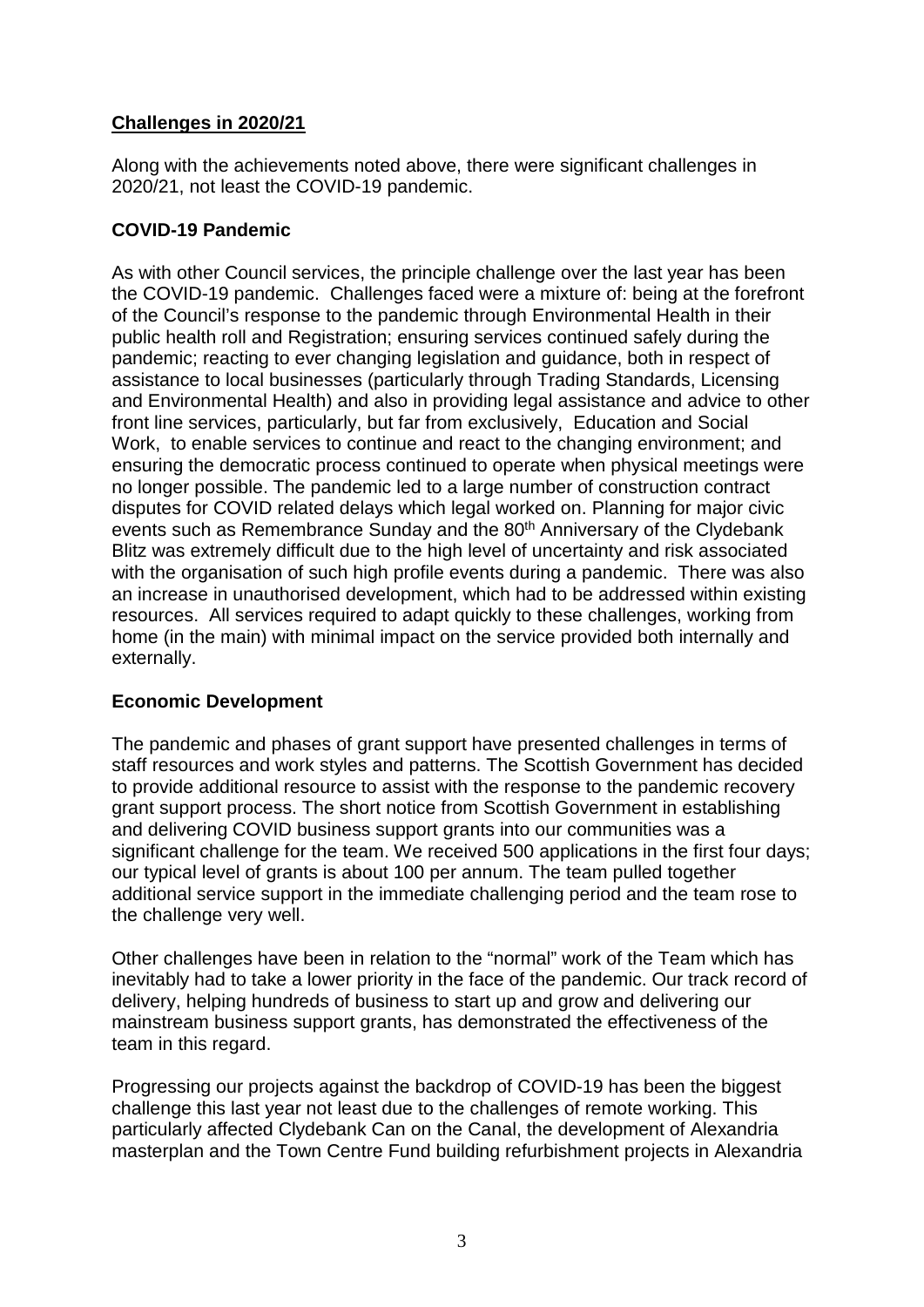## Challenges in 2020/21

Along with the achievements noted above, there were significant challenges in 2020/21, not least the COVID-19 pandemic.

### COVID-19 Pandemic

As with other Council services, the principle challenge over the last year has been the COVID-19 pandemic. Challenges faced were a mixture of: being at the forefront of the Council's response to the pandemic through Environmental Health in their public health roll and Registration; ensuring services continued safely during the pandemic; reacting to ever changing legislation and guidance, both in respect of assistance to local businesses (particularly through Trading Standards, Licensing and Environmental Health) and also in providing legal assistance and advice to other front line services, particularly, but far from exclusively, Education and Social Work, to enable services to continue and react to the changing environment; and ensuring the democratic process continued to operate when physical meetings were no longer possible. The pandemic led to a large number of construction contract disputes for COVID related delays which legal worked on. Planning for major civic events such as Remembrance Sunday and the 80th Anniversary of the Clydebank Blitz was extremely difficult due to the high level of uncertainty and risk associated with the organisation of such high profile events during a pandemic. There was also an increase in unauthorised development, which had to be addressed within existing resources. All services required to adapt quickly to these challenges, working from home (in the main) with minimal impact on the service provided both internally and externally.

### Economic Development

The pandemic and phases of grant support have presented challenges in terms of staff resources and work styles and patterns. The Scottish Government has decided to provide additional resource to assist with the response to the pandemic recovery grant support process. The short notice from Scottish Government in establishing and delivering COVID business support grants into our communities was a significant challenge for the team. We received 500 applications in the first four days; our typical level of grants is about 100 per annum. The team pulled together additional service support in the immediate challenging period and the team rose to the challenge very well.

Other challenges have been in relation to the "normal" work of the Team which has inevitably had to take a lower priority in the face of the pandemic. Our track record of delivery, helping hundreds of business to start up and grow and delivering our mainstream business support grants, has demonstrated the effectiveness of the team in this regard.

Progressing our projects against the backdrop of COVID-19 has been the biggest challenge this last year not least due to the challenges of remote working. This particularly affected Clydebank Can on the Canal, the development of Alexandria masterplan and the Town Centre Fund building refurbishment projects in Alexandria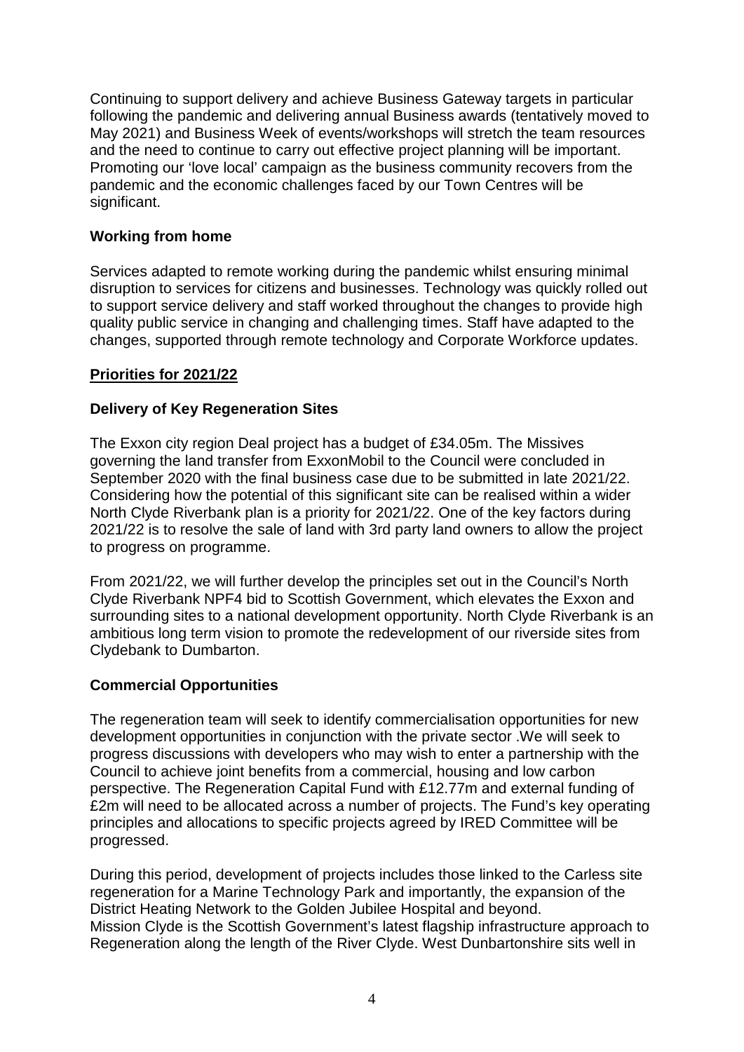Continuing to support delivery and achieve Business Gateway targets in particular following the pandemic and delivering annual Business awards (tentatively moved to May 2021) and Business Week of events/workshops will stretch the team resources and the need to continue to carry out effective project planning will be important. Promoting our 'love local' campaign as the business community recovers from the pandemic and the economic challenges faced by our Town Centres will be significant.

**Working from home**

Services adapted to remote working during the pandemic whilst ensuring minimal disruption to services for citizens and businesses. Technology was quickly rolled out to support service delivery and staff worked throughout the changes to provide high quality public service in changing and challenging times. Staff have adapted to the changes, supported through remote technology and Corporate Workforce updates.

## Priorities for 2021/22

**Delivery of Key Regeneration Sites**

The Exxon city region Deal project has a budget of £34.05m. The Missives governing the land transfer from ExxonMobil to the Council were concluded in September 2020 with the final business case due to be submitted in late 2021/22. Considering how the potential of this significant site can be realised within a wider North Clyde Riverbank plan is a priority for 2021/22. One of the key factors during 2021/22 is to resolve the sale of land with 3rd party land owners to allow the project to progress on programme.

From 2021/22, we will further develop the principles set out in the Council's North Clyde Riverbank NPF4 bid to Scottish Government, which elevates the Exxon and surrounding sites to a national development opportunity. North Clyde Riverbank is an ambitious long term vision to promote the redevelopment of our riverside sites from Clydebank to Dumbarton.

**Commercial Opportunities**

The regeneration team will seek to identify commercialisation opportunities for new development opportunities in conjunction with the private sector .We will seek to progress discussions with developers who may wish to enter a partnership with the Council to achieve joint benefits from a commercial, housing and low carbon perspective. The Regeneration Capital Fund with £12.77m and external funding of £2m will need to be allocated across a number of projects. The Fund's key operating principles and allocations to specific projects agreed by IRED Committee will be progressed.

During this period, development of projects includes those linked to the Carless site regeneration for a Marine Technology Park and importantly, the expansion of the District Heating Network to the Golden Jubilee Hospital and beyond.
Mission Clyde is the Scottish Government's latest flagship infrastructure approach to Regeneration along the length of the River Clyde. West Dunbartonshire sits well in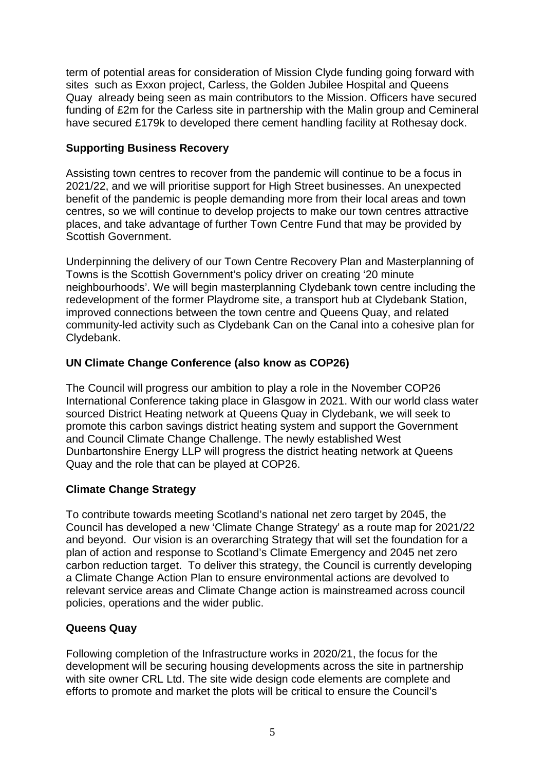term of potential areas for consideration of Mission Clyde funding going forward with sites such as Exxon project, Carless, the Golden Jubilee Hospital and Queens Quay already being seen as main contributors to the Mission. Officers have secured funding of £2m for the Carless site in partnership with the Malin group and Cemineral have secured £179k to developed there cement handling facility at Rothesay dock.

**Supporting Business Recovery**

Assisting town centres to recover from the pandemic will continue to be a focus in 2021/22, and we will prioritise support for High Street businesses. An unexpected benefit of the pandemic is people demanding more from their local areas and town centres, so we will continue to develop projects to make our town centres attractive places, and take advantage of further Town Centre Fund that may be provided by Scottish Government.

Underpinning the delivery of our Town Centre Recovery Plan and Masterplanning of Towns is the Scottish Government's policy driver on creating '20 minute neighbourhoods'. We will begin masterplanning Clydebank town centre including the redevelopment of the former Playdrome site, a transport hub at Clydebank Station, improved connections between the town centre and Queens Quay, and related community-led activity such as Clydebank Can on the Canal into a cohesive plan for Clydebank.

**UN Climate Change Conference (also know as COP26)**

The Council will progress our ambition to play a role in the November COP26 International Conference taking place in Glasgow in 2021. With our world class water sourced District Heating network at Queens Quay in Clydebank, we will seek to promote this carbon savings district heating system and support the Government and Council Climate Change Challenge. The newly established West Dunbartonshire Energy LLP will progress the district heating network at Queens Quay and the role that can be played at COP26.

**Climate Change Strategy**

To contribute towards meeting Scotland's national net zero target by 2045, the Council has developed a new 'Climate Change Strategy' as a route map for 2021/22 and beyond. Our vision is an overarching Strategy that will set the foundation for a plan of action and response to Scotland's Climate Emergency and 2045 net zero carbon reduction target. To deliver this strategy, the Council is currently developing a Climate Change Action Plan to ensure environmental actions are devolved to relevant service areas and Climate Change action is mainstreamed across council policies, operations and the wider public.

**Queens Quay**

Following completion of the Infrastructure works in 2020/21, the focus for the development will be securing housing developments across the site in partnership with site owner CRL Ltd. The site wide design code elements are complete and efforts to promote and market the plots will be critical to ensure the Council's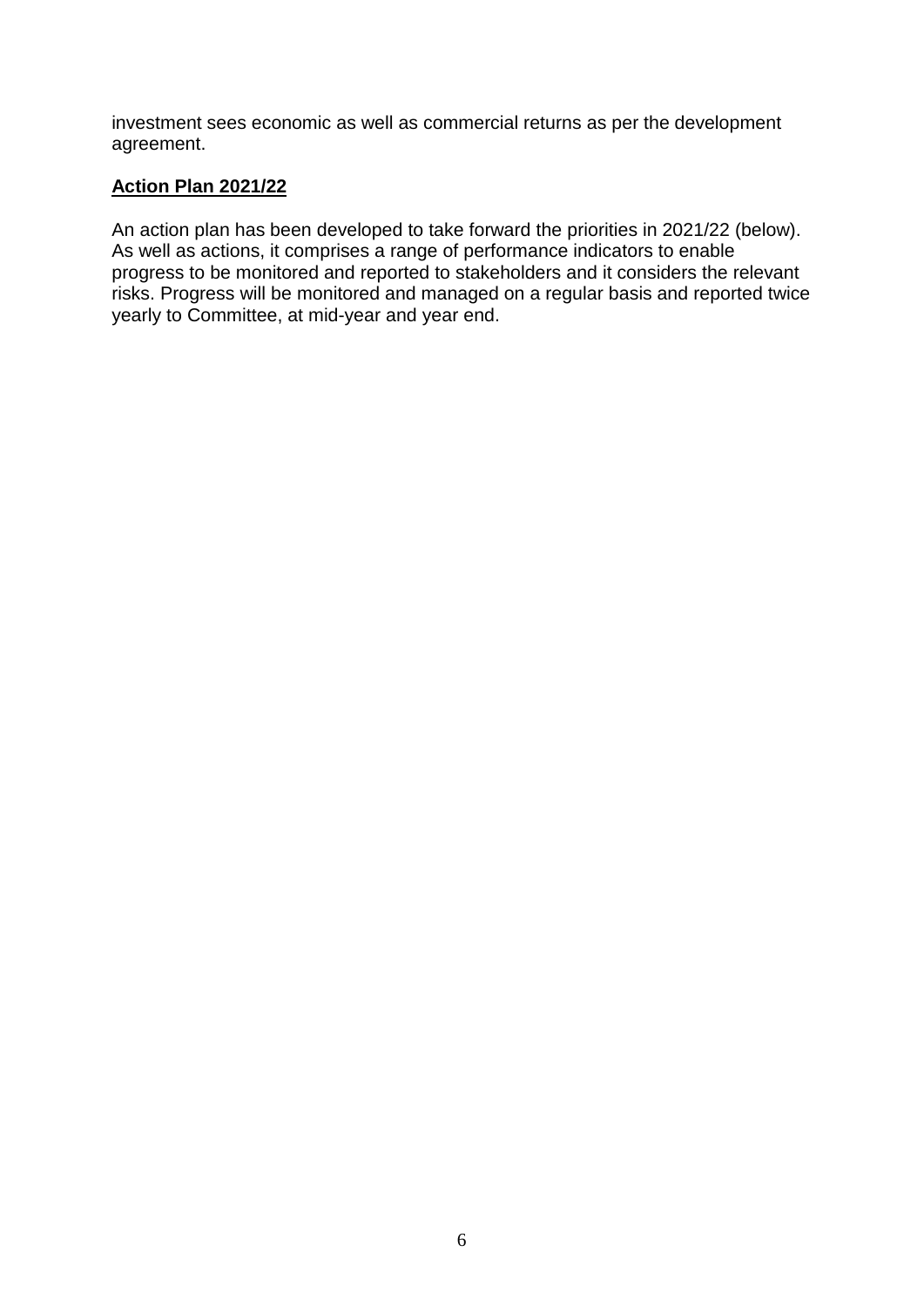investment sees economic as well as commercial returns as per the development agreement.

## **Action Plan 2021/22**

An action plan has been developed to take forward the priorities in 2021/22 (below). As well as actions, it comprises a range of performance indicators to enable progress to be monitored and reported to stakeholders and it considers the relevant risks. Progress will be monitored and managed on a regular basis and reported twice yearly to Committee, at mid-year and year end.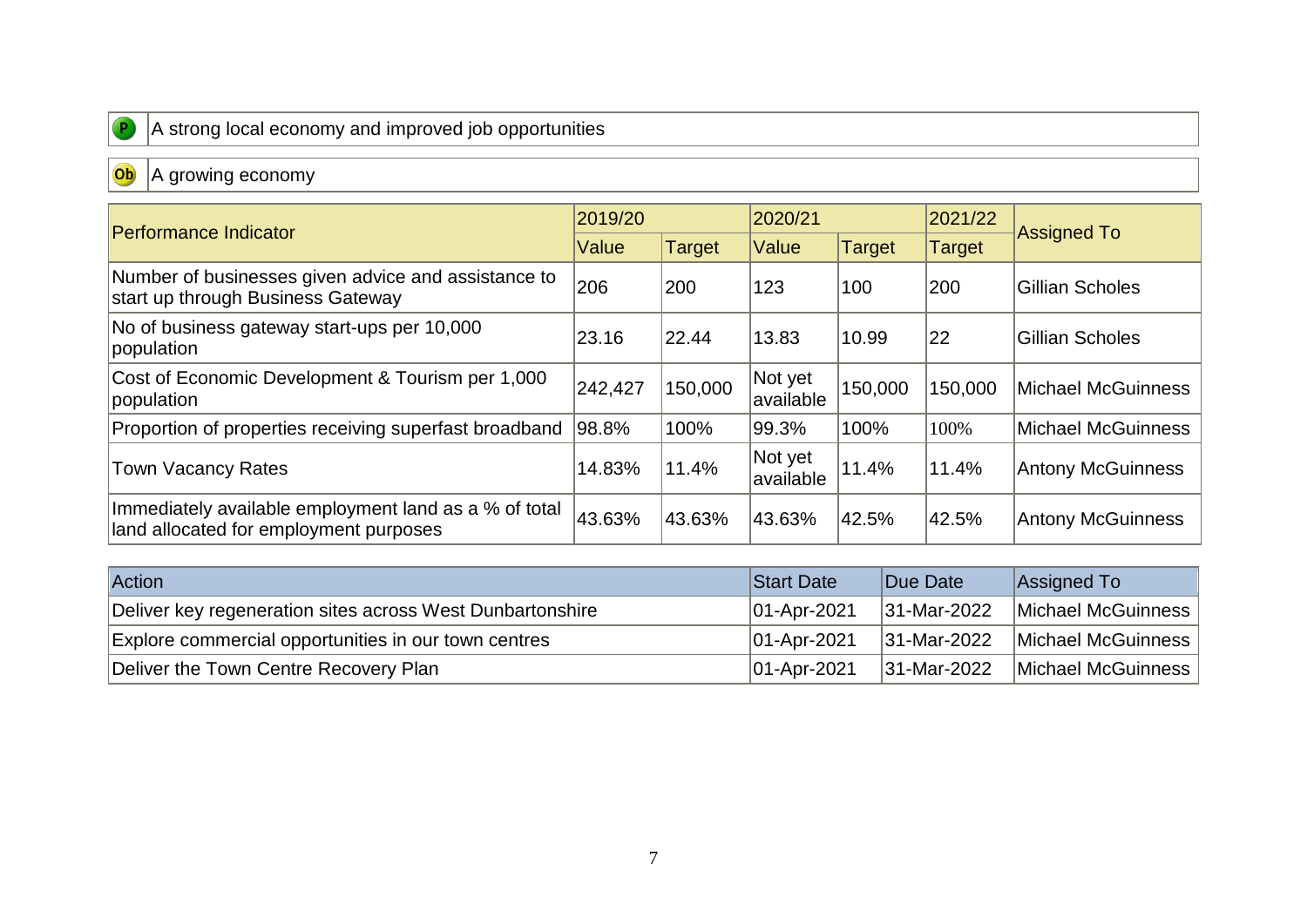**P** A strong local economy and improved job opportunities

**Ob** A growing economy

| Performance Indicator | 2019/20 | | 2020/21 | | 2021/22 | Assigned To |
|---|---|---|---|---|---|---|
| | Value | Target | Value | Target | Target | |
| Number of businesses given advice and assistance to start up through Business Gateway | 206 | 200 | 123 | 100 | 200 | Gillian Scholes |
| No of business gateway start-ups per 10,000 population | 23.16 | 22.44 | 13.83 | 10.99 | 22 | Gillian Scholes |
| Cost of Economic Development & Tourism per 1,000 population | 242,427 | 150,000 | Not yet available | 150,000 | 150,000 | Michael McGuinness |
| Proportion of properties receiving superfast broadband | 98.8% | 100% | 99.3% | 100% | 100% | Michael McGuinness |
| Town Vacancy Rates | 14.83% | 11.4% | Not yet available | 11.4% | 11.4% | Antony McGuinness |
| Immediately available employment land as a % of total land allocated for employment purposes | 43.63% | 43.63% | 43.63% | 42.5% | 42.5% | Antony McGuinness |

| Action | Start Date | Due Date | Assigned To |
|---|---|---|---|
| Deliver key regeneration sites across West Dunbartonshire | 01-Apr-2021 | 31-Mar-2022 | Michael McGuinness |
| Explore commercial opportunities in our town centres | 01-Apr-2021 | 31-Mar-2022 | Michael McGuinness |
| Deliver the Town Centre Recovery Plan | 01-Apr-2021 | 31-Mar-2022 | Michael McGuinness |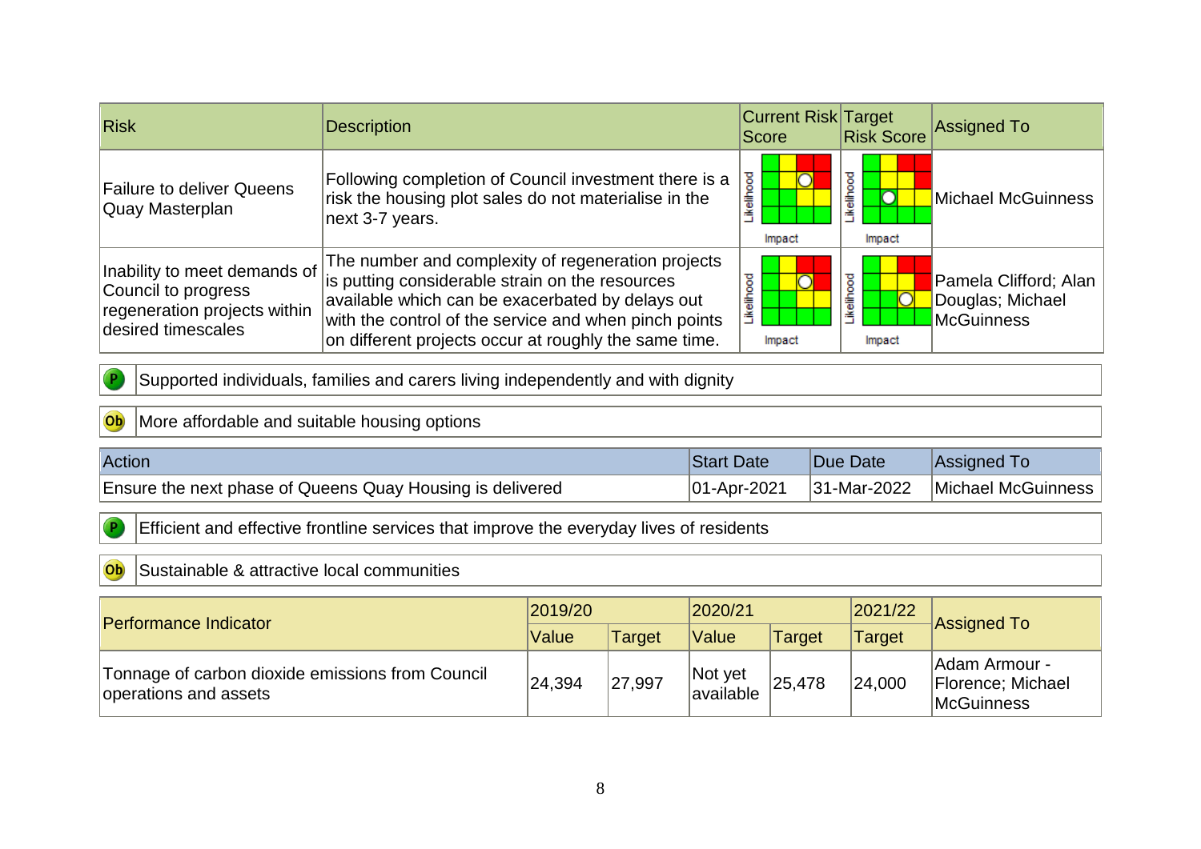| Risk | Description | Current Risk Score | Target Risk Score | Assigned To |
|---|---|---|---|---|
| Failure to deliver Queens Quay Masterplan | Following completion of Council investment there is a risk the housing plot sales do not materialise in the next 3-7 years. | Likelihood / Impact | Likelihood / Impact | Michael McGuinness |
| Inability to meet demands of Council to progress regeneration projects within desired timescales | The number and complexity of regeneration projects is putting considerable strain on the resources available which can be exacerbated by delays out with the control of the service and when pinch points on different projects occur at roughly the same time. | Likelihood / Impact | Likelihood / Impact | Pamela Clifford; Alan Douglas; Michael McGuinness |

P Supported individuals, families and carers living independently and with dignity

Ob More affordable and suitable housing options

| Action | Start Date | Due Date | Assigned To |
|---|---|---|---|
| Ensure the next phase of Queens Quay Housing is delivered | 01-Apr-2021 | 31-Mar-2022 | Michael McGuinness |

P Efficient and effective frontline services that improve the everyday lives of residents

Ob Sustainable & attractive local communities

| Performance Indicator | 2019/20 | | 2020/21 | | 2021/22 | Assigned To |
|---|---|---|---|---|---|---|
| | Value | Target | Value | Target | Target | |
| Tonnage of carbon dioxide emissions from Council operations and assets | 24,394 | 27,997 | Not yet available | 25,478 | 24,000 | Adam Armour - Florence; Michael McGuinness |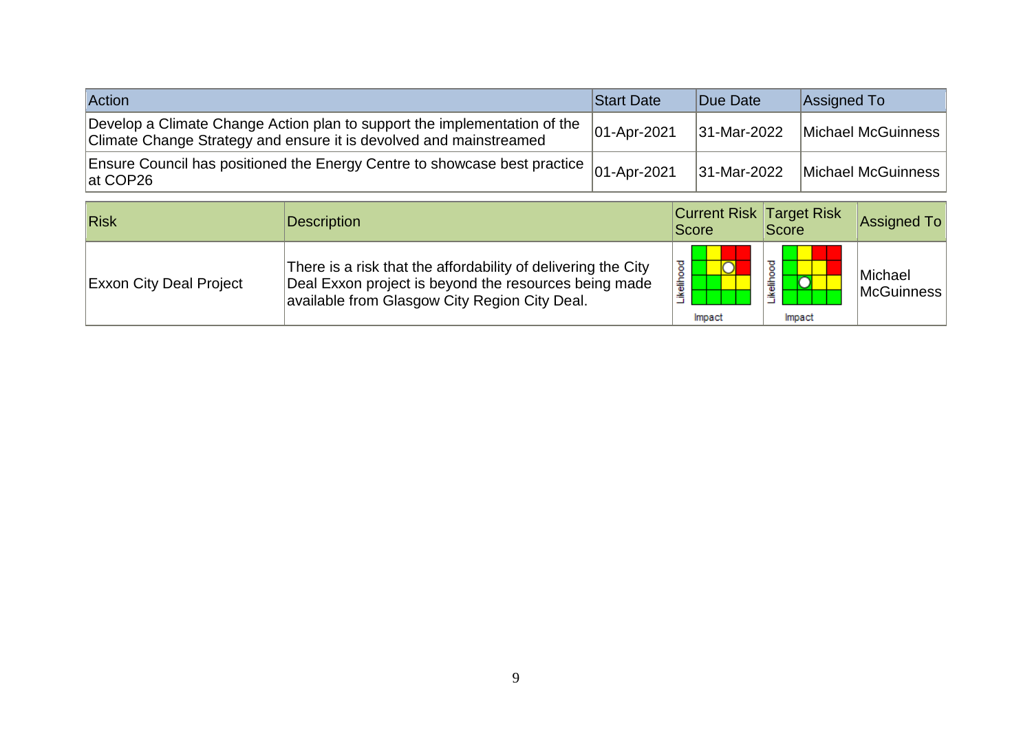| Action | Start Date | Due Date | Assigned To |
| --- | --- | --- | --- |
| Develop a Climate Change Action plan to support the implementation of the Climate Change Strategy and ensure it is devolved and mainstreamed | 01-Apr-2021 | 31-Mar-2022 | Michael McGuinness |
| Ensure Council has positioned the Energy Centre to showcase best practice at COP26 | 01-Apr-2021 | 31-Mar-2022 | Michael McGuinness |

| Risk | Description | Current Risk Score | Target Risk Score | Assigned To |
| --- | --- | --- | --- | --- |
| Exxon City Deal Project | There is a risk that the affordability of delivering the City Deal Exxon project is beyond the resources being made available from Glasgow City Region City Deal. | Likelihood Impact | Likelihood Impact | Michael McGuinness |